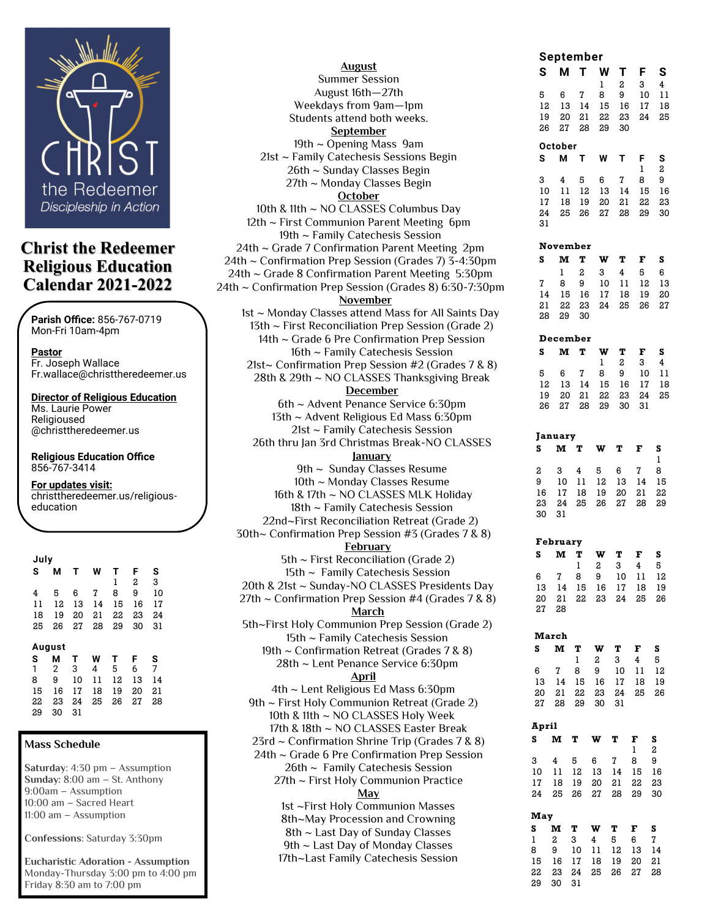CHRIST the Redeemer
*Discipleship in Action*

# Christ the Redeemer Religious Education Calendar 2021-2022

**Parish Office:** 856-767-0719
Mon-Fri 10am-4pm

**Pastor**
Fr. Joseph Wallace
Fr.wallace@christtheredeemer.us

**Director of Religious Education**
Ms. Laurie Power
Religiousued
@christtheredeemer.us

**Religious Education Office**
856-767-3414

**For updates visit:**
christtheredeemer.us/religious-education

**July**

| S | M | T | W | T | F | S |
|---|---|---|---|---|---|---|
| | | | | 1 | 2 | 3 |
| 4 | 5 | 6 | 7 | 8 | 9 | 10 |
| 11 | 12 | 13 | 14 | 15 | 16 | 17 |
| 18 | 19 | 20 | 21 | 22 | 23 | 24 |
| 25 | 26 | 27 | 28 | 29 | 30 | 31 |

**August**

| S | M | T | W | T | F | S |
|---|---|---|---|---|---|---|
| 1 | 2 | 3 | 4 | 5 | 6 | 7 |
| 8 | 9 | 10 | 11 | 12 | 13 | 14 |
| 15 | 16 | 17 | 18 | 19 | 20 | 21 |
| 22 | 23 | 24 | 25 | 26 | 27 | 28 |
| 29 | 30 | 31 | | | | |

## Mass Schedule

**Saturday**: 4:30 pm – Assumption
**Sunday:** 8:00 am – St. Anthony
9:00am – Assumption
10:00 am – Sacred Heart
11:00 am – Assumption

**Confessions**: Saturday 3:30pm

**Eucharistic Adoration - Assumption**
Monday-Thursday 3:00 pm to 4:00 pm
Friday 8:30 am to 7:00 pm

**August**
Summer Session
August 16th—27th
Weekdays from 9am—1pm
Students attend both weeks.

**September**
19th ~ Opening Mass 9am
21st ~ Family Catechesis Sessions Begin
26th ~ Sunday Classes Begin
27th ~ Monday Classes Begin

**October**
10th & 11th ~ NO CLASSES Columbus Day
12th ~ First Communion Parent Meeting 6pm
19th ~ Family Catechesis Session
24th ~ Grade 7 Confirmation Parent Meeting 2pm
24th ~ Confirmation Prep Session (Grades 7) 3-4:30pm
24th ~ Grade 8 Confirmation Parent Meeting 5:30pm
24th ~ Confirmation Prep Session (Grades 8) 6:30-7:30pm

**November**
1st ~ Monday Classes attend Mass for All Saints Day
13th ~ First Reconciliation Prep Session (Grade 2)
14th ~ Grade 6 Pre Confirmation Prep Session
16th ~ Family Catechesis Session
21st~ Confirmation Prep Session #2 (Grades 7 & 8)
28th & 29th ~ NO CLASSES Thanksgiving Break

**December**
6th ~ Advent Penance Service 6:30pm
13th ~ Advent Religious Ed Mass 6:30pm
21st ~ Family Catechesis Session
26th thru Jan 3rd Christmas Break-NO CLASSES

**January**
9th ~ Sunday Classes Resume
10th ~ Monday Classes Resume
16th & 17th ~ NO CLASSES MLK Holiday
18th ~ Family Catechesis Session
22nd~First Reconciliation Retreat (Grade 2)
30th~ Confirmation Prep Session #3 (Grades 7 & 8)

**February**
5th ~ First Reconciliation (Grade 2)
15th ~ Family Catechesis Session
20th & 21st ~ Sunday-NO CLASSES Presidents Day
27th ~ Confirmation Prep Session #4 (Grades 7 & 8)

**March**
5th~First Holy Communion Prep Session (Grade 2)
15th ~ Family Catechesis Session
19th ~ Confirmation Retreat (Grades 7 & 8)
28th ~ Lent Penance Service 6:30pm

**April**
4th ~ Lent Religious Ed Mass 6:30pm
9th ~ First Holy Communion Retreat (Grade 2)
10th & 11th ~ NO CLASSES Holy Week
17th & 18th ~ NO CLASSES Easter Break
23rd ~ Confirmation Shrine Trip (Grades 7 & 8)
24th ~ Grade 6 Pre Confirmation Prep Session
26th ~ Family Catechesis Session
27th ~ First Holy Communion Practice

**May**
1st ~First Holy Communion Masses
8th~May Procession and Crowning
8th ~ Last Day of Sunday Classes
9th ~ Last Day of Monday Classes
17th~Last Family Catechesis Session

**September**

| S | M | T | W | T | F | S |
|---|---|---|---|---|---|---|
| | | | 1 | 2 | 3 | 4 |
| 5 | 6 | 7 | 8 | 9 | 10 | 11 |
| 12 | 13 | 14 | 15 | 16 | 17 | 18 |
| 19 | 20 | 21 | 22 | 23 | 24 | 25 |
| 26 | 27 | 28 | 29 | 30 | | |

**October**

| S | M | T | W | T | F | S |
|---|---|---|---|---|---|---|
| | | | | | 1 | 2 |
| 3 | 4 | 5 | 6 | 7 | 8 | 9 |
| 10 | 11 | 12 | 13 | 14 | 15 | 16 |
| 17 | 18 | 19 | 20 | 21 | 22 | 23 |
| 24 | 25 | 26 | 27 | 28 | 29 | 30 |
| 31 | | | | | | |

**November**

| S | M | T | W | T | F | S |
|---|---|---|---|---|---|---|
| | 1 | 2 | 3 | 4 | 5 | 6 |
| 7 | 8 | 9 | 10 | 11 | 12 | 13 |
| 14 | 15 | 16 | 17 | 18 | 19 | 20 |
| 21 | 22 | 23 | 24 | 25 | 26 | 27 |
| 28 | 29 | 30 | | | | |

**December**

| S | M | T | W | T | F | S |
|---|---|---|---|---|---|---|
| | | | 1 | 2 | 3 | 4 |
| 5 | 6 | 7 | 8 | 9 | 10 | 11 |
| 12 | 13 | 14 | 15 | 16 | 17 | 18 |
| 19 | 20 | 21 | 22 | 23 | 24 | 25 |
| 26 | 27 | 28 | 29 | 30 | 31 | |

**January**

| S | M | T | W | T | F | S |
|---|---|---|---|---|---|---|
| | | | | | | 1 |
| 2 | 3 | 4 | 5 | 6 | 7 | 8 |
| 9 | 10 | 11 | 12 | 13 | 14 | 15 |
| 16 | 17 | 18 | 19 | 20 | 21 | 22 |
| 23 | 24 | 25 | 26 | 27 | 28 | 29 |
| 30 | 31 | | | | | |

**February**

| S | M | T | W | T | F | S |
|---|---|---|---|---|---|---|
| | | 1 | 2 | 3 | 4 | 5 |
| 6 | 7 | 8 | 9 | 10 | 11 | 12 |
| 13 | 14 | 15 | 16 | 17 | 18 | 19 |
| 20 | 21 | 22 | 23 | 24 | 25 | 26 |
| 27 | 28 | | | | | |

**March**

| S | M | T | W | T | F | S |
|---|---|---|---|---|---|---|
| | | 1 | 2 | 3 | 4 | 5 |
| 6 | 7 | 8 | 9 | 10 | 11 | 12 |
| 13 | 14 | 15 | 16 | 17 | 18 | 19 |
| 20 | 21 | 22 | 23 | 24 | 25 | 26 |
| 27 | 28 | 29 | 30 | 31 | | |

**April**

| S | M | T | W | T | F | S |
|---|---|---|---|---|---|---|
| | | | | | 1 | 2 |
| 3 | 4 | 5 | 6 | 7 | 8 | 9 |
| 10 | 11 | 12 | 13 | 14 | 15 | 16 |
| 17 | 18 | 19 | 20 | 21 | 22 | 23 |
| 24 | 25 | 26 | 27 | 28 | 29 | 30 |

**May**

| S | M | T | W | T | F | S |
|---|---|---|---|---|---|---|
| 1 | 2 | 3 | 4 | 5 | 6 | 7 |
| 8 | 9 | 10 | 11 | 12 | 13 | 14 |
| 15 | 16 | 17 | 18 | 19 | 20 | 21 |
| 22 | 23 | 24 | 25 | 26 | 27 | 28 |
| 29 | 30 | 31 | | | | |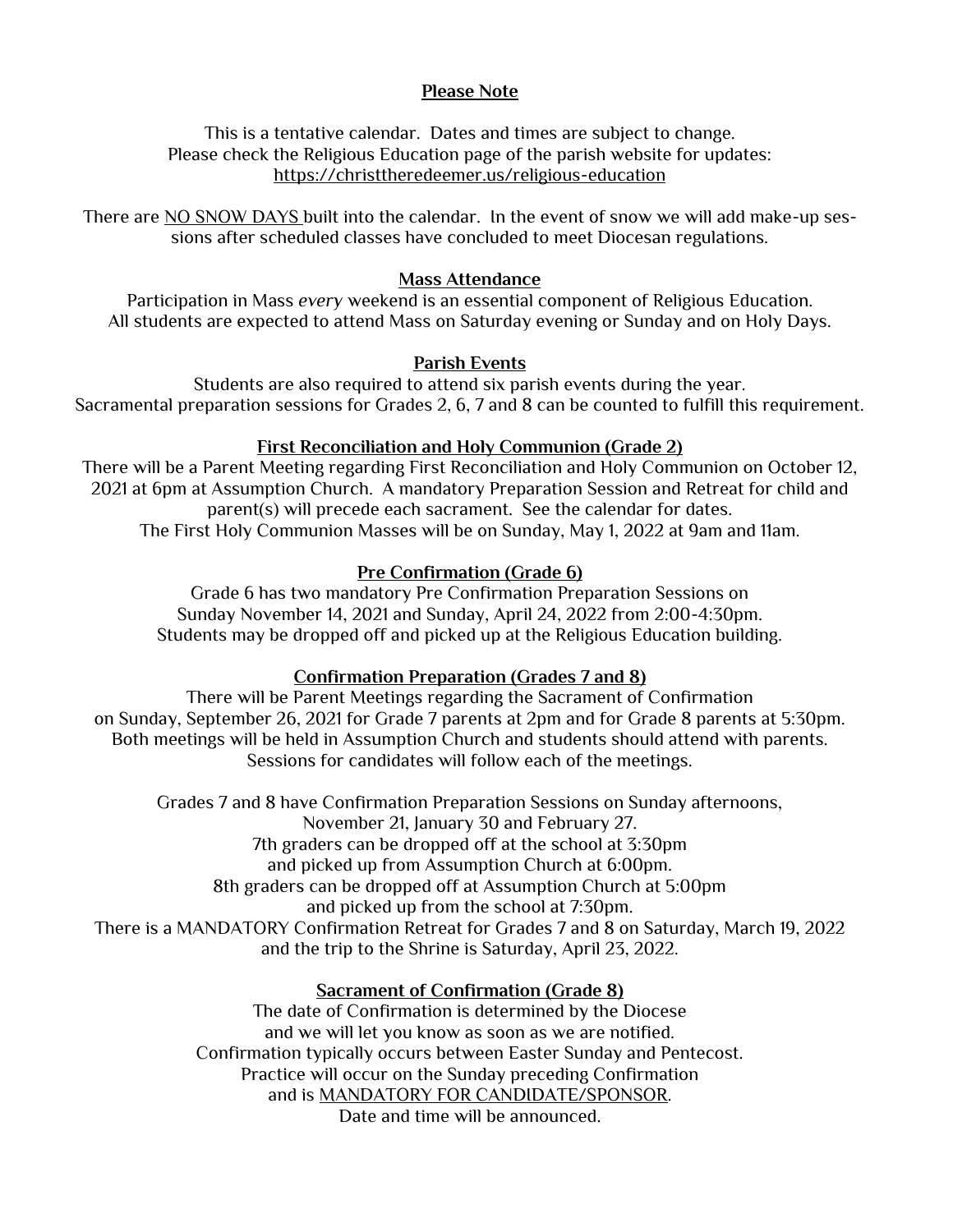## Please Note

This is a tentative calendar. Dates and times are subject to change.
Please check the Religious Education page of the parish website for updates:
https://christtheredeemer.us/religious-education

There are NO SNOW DAYS built into the calendar. In the event of snow we will add make-up sessions after scheduled classes have concluded to meet Diocesan regulations.

## Mass Attendance

Participation in Mass *every* weekend is an essential component of Religious Education.
All students are expected to attend Mass on Saturday evening or Sunday and on Holy Days.

## Parish Events

Students are also required to attend six parish events during the year.
Sacramental preparation sessions for Grades 2, 6, 7 and 8 can be counted to fulfill this requirement.

## First Reconciliation and Holy Communion (Grade 2)

There will be a Parent Meeting regarding First Reconciliation and Holy Communion on October 12, 2021 at 6pm at Assumption Church. A mandatory Preparation Session and Retreat for child and parent(s) will precede each sacrament. See the calendar for dates.
The First Holy Communion Masses will be on Sunday, May 1, 2022 at 9am and 11am.

## Pre Confirmation (Grade 6)

Grade 6 has two mandatory Pre Confirmation Preparation Sessions on
Sunday November 14, 2021 and Sunday, April 24, 2022 from 2:00-4:30pm.
Students may be dropped off and picked up at the Religious Education building.

## Confirmation Preparation (Grades 7 and 8)

There will be Parent Meetings regarding the Sacrament of Confirmation
on Sunday, September 26, 2021 for Grade 7 parents at 2pm and for Grade 8 parents at 5:30pm.
Both meetings will be held in Assumption Church and students should attend with parents.
Sessions for candidates will follow each of the meetings.

Grades 7 and 8 have Confirmation Preparation Sessions on Sunday afternoons,
November 21, January 30 and February 27.
7th graders can be dropped off at the school at 3:30pm
and picked up from Assumption Church at 6:00pm.
8th graders can be dropped off at Assumption Church at 5:00pm
and picked up from the school at 7:30pm.
There is a MANDATORY Confirmation Retreat for Grades 7 and 8 on Saturday, March 19, 2022
and the trip to the Shrine is Saturday, April 23, 2022.

## Sacrament of Confirmation (Grade 8)

The date of Confirmation is determined by the Diocese
and we will let you know as soon as we are notified.
Confirmation typically occurs between Easter Sunday and Pentecost.
Practice will occur on the Sunday preceding Confirmation
and is MANDATORY FOR CANDIDATE/SPONSOR.
Date and time will be announced.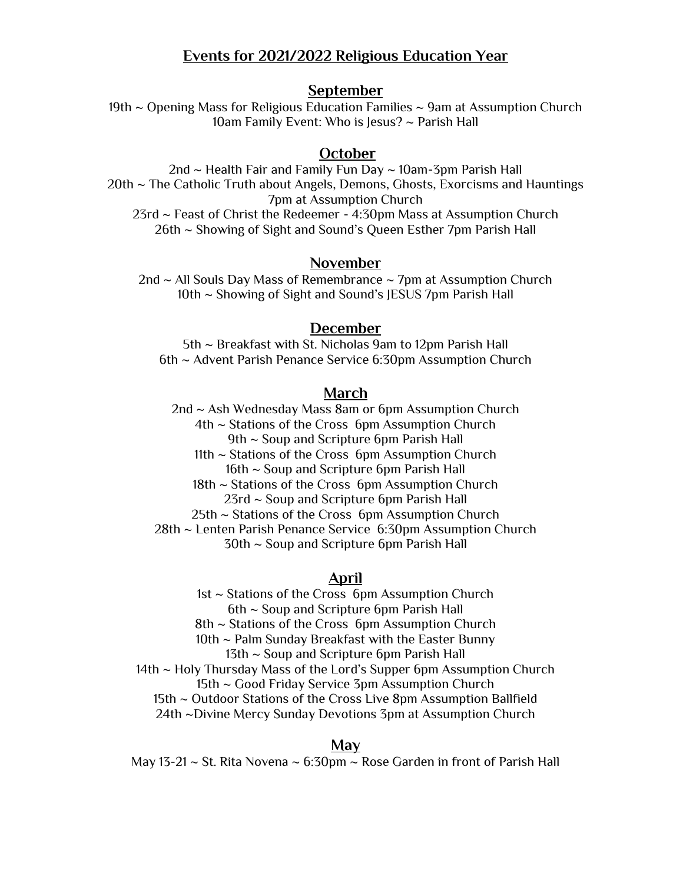# Events for 2021/2022 Religious Education Year

## September

19th ~ Opening Mass for Religious Education Families ~ 9am at Assumption Church
10am Family Event: Who is Jesus? ~ Parish Hall

## October

2nd ~ Health Fair and Family Fun Day ~ 10am-3pm Parish Hall
20th ~ The Catholic Truth about Angels, Demons, Ghosts, Exorcisms and Hauntings
7pm at Assumption Church
23rd ~ Feast of Christ the Redeemer - 4:30pm Mass at Assumption Church
26th ~ Showing of Sight and Sound's Queen Esther 7pm Parish Hall

## November

2nd ~ All Souls Day Mass of Remembrance ~ 7pm at Assumption Church
10th ~ Showing of Sight and Sound's JESUS 7pm Parish Hall

## December

5th ~ Breakfast with St. Nicholas 9am to 12pm Parish Hall
6th ~ Advent Parish Penance Service 6:30pm Assumption Church

## March

2nd ~ Ash Wednesday Mass 8am or 6pm Assumption Church
4th ~ Stations of the Cross 6pm Assumption Church
9th ~ Soup and Scripture 6pm Parish Hall
11th ~ Stations of the Cross 6pm Assumption Church
16th ~ Soup and Scripture 6pm Parish Hall
18th ~ Stations of the Cross 6pm Assumption Church
23rd ~ Soup and Scripture 6pm Parish Hall
25th ~ Stations of the Cross 6pm Assumption Church
28th ~ Lenten Parish Penance Service 6:30pm Assumption Church
30th ~ Soup and Scripture 6pm Parish Hall

## April

1st ~ Stations of the Cross 6pm Assumption Church
6th ~ Soup and Scripture 6pm Parish Hall
8th ~ Stations of the Cross 6pm Assumption Church
10th ~ Palm Sunday Breakfast with the Easter Bunny
13th ~ Soup and Scripture 6pm Parish Hall
14th ~ Holy Thursday Mass of the Lord's Supper 6pm Assumption Church
15th ~ Good Friday Service 3pm Assumption Church
15th ~ Outdoor Stations of the Cross Live 8pm Assumption Ballfield
24th ~Divine Mercy Sunday Devotions 3pm at Assumption Church

## May

May 13-21 ~ St. Rita Novena ~ 6:30pm ~ Rose Garden in front of Parish Hall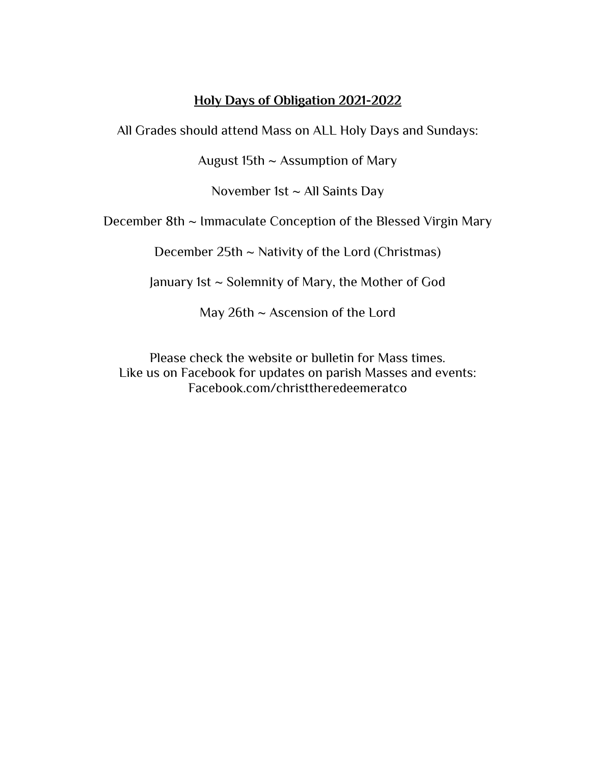**<u>Holy Days of Obligation 2021-2022</u>**

All Grades should attend Mass on ALL Holy Days and Sundays:

August 15th ~ Assumption of Mary

November 1st ~ All Saints Day

December 8th ~ Immaculate Conception of the Blessed Virgin Mary

December 25th ~ Nativity of the Lord (Christmas)

January 1st ~ Solemnity of Mary, the Mother of God

May 26th ~ Ascension of the Lord

Please check the website or bulletin for Mass times.
Like us on Facebook for updates on parish Masses and events:
Facebook.com/christtheredeemeratco